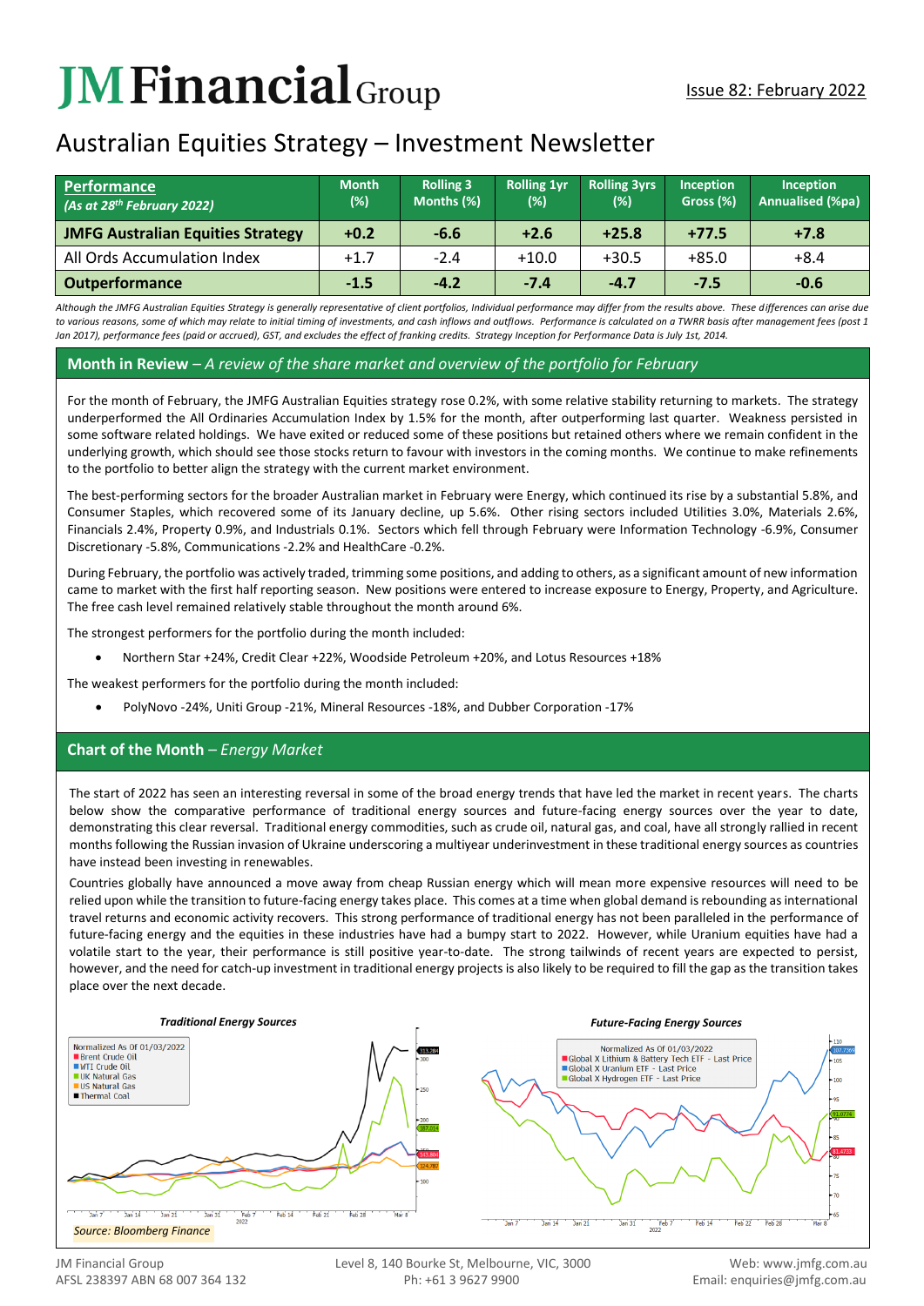# JM Financial Group

Issue 82: February 2022

## Australian Equities Strategy – Investment Newsletter

| **Performance** *(As at 28th February 2022)* | Month (%) | Rolling 3 Months (%) | Rolling 1yr (%) | Rolling 3yrs (%) | Inception Gross (%) | Inception Annualised (%pa) |
|---|---|---|---|---|---|---|
| **JMFG Australian Equities Strategy** | **+0.2** | **-6.6** | **+2.6** | **+25.8** | **+77.5** | **+7.8** |
| All Ords Accumulation Index | +1.7 | -2.4 | +10.0 | +30.5 | +85.0 | +8.4 |
| **Outperformance** | **-1.5** | **-4.2** | **-7.4** | **-4.7** | **-7.5** | **-0.6** |

*Although the JMFG Australian Equities Strategy is generally representative of client portfolios, Individual performance may differ from the results above. These differences can arise due to various reasons, some of which may relate to initial timing of investments, and cash inflows and outflows. Performance is calculated on a TWRR basis after management fees (post 1 Jan 2017), performance fees (paid or accrued), GST, and excludes the effect of franking credits. Strategy Inception for Performance Data is July 1st, 2014.*

### Month in Review – *A review of the share market and overview of the portfolio for February*

For the month of February, the JMFG Australian Equities strategy rose 0.2%, with some relative stability returning to markets. The strategy underperformed the All Ordinaries Accumulation Index by 1.5% for the month, after outperforming last quarter. Weakness persisted in some software related holdings. We have exited or reduced some of these positions but retained others where we remain confident in the underlying growth, which should see those stocks return to favour with investors in the coming months. We continue to make refinements to the portfolio to better align the strategy with the current market environment.

The best-performing sectors for the broader Australian market in February were Energy, which continued its rise by a substantial 5.8%, and Consumer Staples, which recovered some of its January decline, up 5.6%. Other rising sectors included Utilities 3.0%, Materials 2.6%, Financials 2.4%, Property 0.9%, and Industrials 0.1%. Sectors which fell through February were Information Technology -6.9%, Consumer Discretionary -5.8%, Communications -2.2% and HealthCare -0.2%.

During February, the portfolio was actively traded, trimming some positions, and adding to others, as a significant amount of new information came to market with the first half reporting season. New positions were entered to increase exposure to Energy, Property, and Agriculture. The free cash level remained relatively stable throughout the month around 6%.

The strongest performers for the portfolio during the month included:

- Northern Star +24%, Credit Clear +22%, Woodside Petroleum +20%, and Lotus Resources +18%

The weakest performers for the portfolio during the month included:

- PolyNovo -24%, Uniti Group -21%, Mineral Resources -18%, and Dubber Corporation -17%

### Chart of the Month – *Energy Market*

The start of 2022 has seen an interesting reversal in some of the broad energy trends that have led the market in recent years. The charts below show the comparative performance of traditional energy sources and future-facing energy sources over the year to date, demonstrating this clear reversal. Traditional energy commodities, such as crude oil, natural gas, and coal, have all strongly rallied in recent months following the Russian invasion of Ukraine underscoring a multiyear underinvestment in these traditional energy sources as countries have instead been investing in renewables.

Countries globally have announced a move away from cheap Russian energy which will mean more expensive resources will need to be relied upon while the transition to future-facing energy takes place. This comes at a time when global demand is rebounding as international travel returns and economic activity recovers. This strong performance of traditional energy has not been paralleled in the performance of future-facing energy and the equities in these industries have had a bumpy start to 2022. However, while Uranium equities have had a volatile start to the year, their performance is still positive year-to-date. The strong tailwinds of recent years are expected to persist, however, and the need for catch-up investment in traditional energy projects is also likely to be required to fill the gap as the transition takes place over the next decade.

*Traditional Energy Sources*

Normalized As Of 01/03/2022 — Brent Crude Oil; WTI Crude Oil; UK Natural Gas; US Natural Gas; Thermal Coal

*Future-Facing Energy Sources*

Normalized As Of 01/03/2022 — Global X Lithium & Battery Tech ETF - Last Price; Global X Uranium ETF - Last Price; Global X Hydrogen ETF - Last Price

*Source: Bloomberg Finance*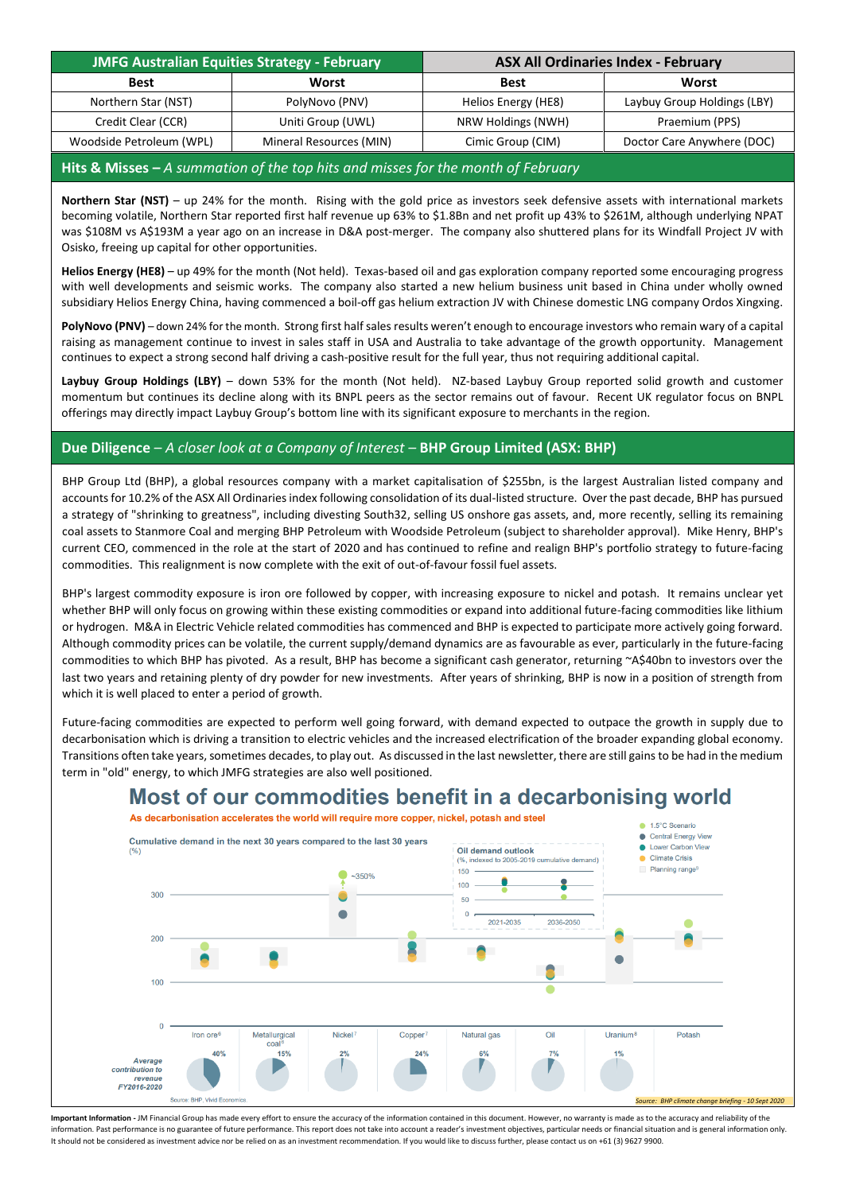| JMFG Australian Equities Strategy - February | | ASX All Ordinaries Index - February | |
|---|---|---|---|
| **Best** | **Worst** | **Best** | **Worst** |
| Northern Star (NST) | PolyNovo (PNV) | Helios Energy (HE8) | Laybuy Group Holdings (LBY) |
| Credit Clear (CCR) | Uniti Group (UWL) | NRW Holdings (NWH) | Praemium (PPS) |
| Woodside Petroleum (WPL) | Mineral Resources (MIN) | Cimic Group (CIM) | Doctor Care Anywhere (DOC) |

## Hits & Misses – *A summation of the top hits and misses for the month of February*

**Northern Star (NST)** – up 24% for the month. Rising with the gold price as investors seek defensive assets with international markets becoming volatile, Northern Star reported first half revenue up 63% to $1.8Bn and net profit up 43% to $261M, although underlying NPAT was $108M vs A$193M a year ago on an increase in D&A post-merger. The company also shuttered plans for its Windfall Project JV with Osisko, freeing up capital for other opportunities.

**Helios Energy (HE8)** – up 49% for the month (Not held). Texas-based oil and gas exploration company reported some encouraging progress with well developments and seismic works. The company also started a new helium business unit based in China under wholly owned subsidiary Helios Energy China, having commenced a boil-off gas helium extraction JV with Chinese domestic LNG company Ordos Xingxing.

**PolyNovo (PNV)** – down 24% for the month. Strong first half sales results weren't enough to encourage investors who remain wary of a capital raising as management continue to invest in sales staff in USA and Australia to take advantage of the growth opportunity. Management continues to expect a strong second half driving a cash-positive result for the full year, thus not requiring additional capital.

**Laybuy Group Holdings (LBY)** – down 53% for the month (Not held). NZ-based Laybuy Group reported solid growth and customer momentum but continues its decline along with its BNPL peers as the sector remains out of favour. Recent UK regulator focus on BNPL offerings may directly impact Laybuy Group's bottom line with its significant exposure to merchants in the region.

## Due Diligence – *A closer look at a Company of Interest* – BHP Group Limited (ASX: BHP)

BHP Group Ltd (BHP), a global resources company with a market capitalisation of $255bn, is the largest Australian listed company and accounts for 10.2% of the ASX All Ordinaries index following consolidation of its dual-listed structure. Over the past decade, BHP has pursued a strategy of "shrinking to greatness", including divesting South32, selling US onshore gas assets, and, more recently, selling its remaining coal assets to Stanmore Coal and merging BHP Petroleum with Woodside Petroleum (subject to shareholder approval). Mike Henry, BHP's current CEO, commenced in the role at the start of 2020 and has continued to refine and realign BHP's portfolio strategy to future-facing commodities. This realignment is now complete with the exit of out-of-favour fossil fuel assets.

BHP's largest commodity exposure is iron ore followed by copper, with increasing exposure to nickel and potash. It remains unclear yet whether BHP will only focus on growing within these existing commodities or expand into additional future-facing commodities like lithium or hydrogen. M&A in Electric Vehicle related commodities has commenced and BHP is expected to participate more actively going forward. Although commodity prices can be volatile, the current supply/demand dynamics are as favourable as ever, particularly in the future-facing commodities to which BHP has pivoted. As a result, BHP has become a significant cash generator, returning ~A$40bn to investors over the last two years and retaining plenty of dry powder for new investments. After years of shrinking, BHP is now in a position of strength from which it is well placed to enter a period of growth.

Future-facing commodities are expected to perform well going forward, with demand expected to outpace the growth in supply due to decarbonisation which is driving a transition to electric vehicles and the increased electrification of the broader expanding global economy. Transitions often take years, sometimes decades, to play out. As discussed in the last newsletter, there are still gains to be had in the medium term in "old" energy, to which JMFG strategies are also well positioned.

**Most of our commodities benefit in a decarbonising world**

As decarbonisation accelerates the world will require more copper, nickel, potash and steel

Cumulative demand in the next 30 years compared to the last 30 years
(%)

1.5°C Scenario
Central Energy View
Lower Carbon View
Climate Crisis
Planning range[9]

Oil demand outlook
(%, indexed to 2005-2019 cumulative demand)
150
100
50
0
2021-2035
2036-2050

~350%

300
200
100
0

Iron ore[6]
Metallurgical coal[6]
Nickel[7]
Copper[7]
Natural gas
Oil
Uranium[8]
Potash

Average contribution to revenue FY2016-2020

40%
15%
2%
24%
6%
7%
1%

Source: BHP, Vivid Economics.

*Source: BHP climate change briefing - 10 Sept 2020*

**Important Information -** JM Financial Group has made every effort to ensure the accuracy of the information contained in this document. However, no warranty is made as to the accuracy and reliability of the information. Past performance is no guarantee of future performance. This report does not take into account a reader's investment objectives, particular needs or financial situation and is general information only. It should not be considered as investment advice nor be relied on as an investment recommendation. If you would like to discuss further, please contact us on +61 (3) 9627 9900.